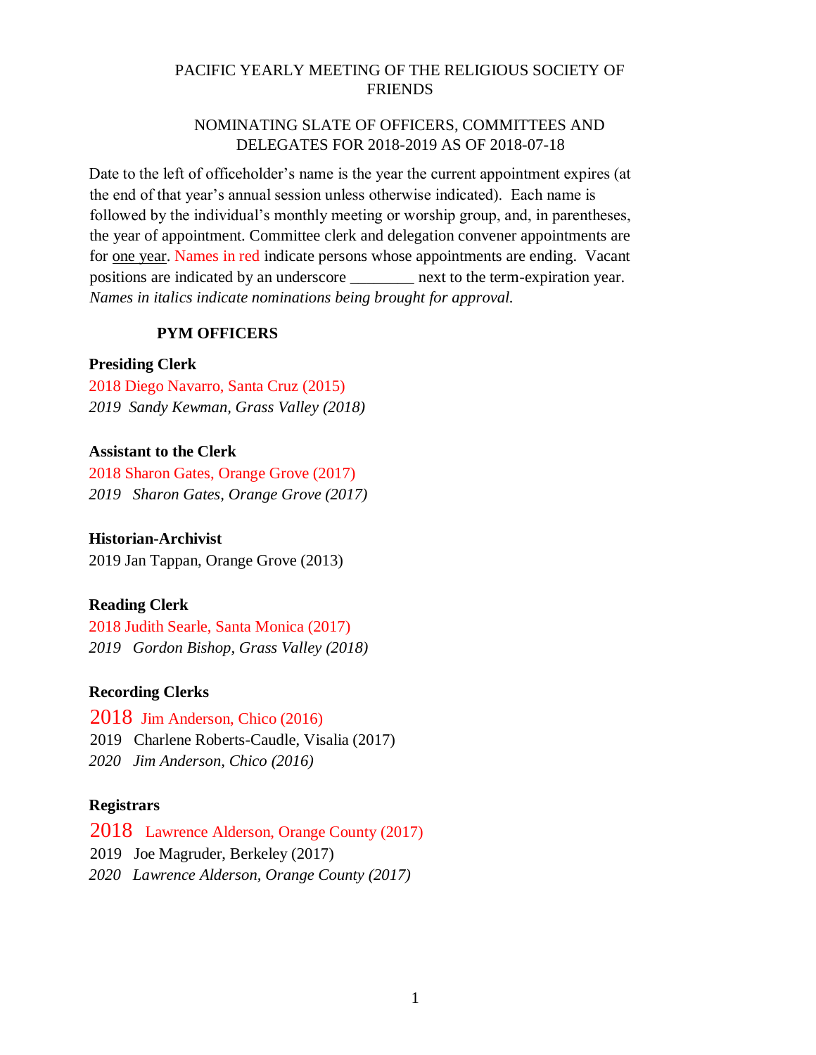PACIFIC YEARLY MEETING OF THE RELIGIOUS SOCIETY OF FRIENDS

NOMINATING SLATE OF OFFICERS, COMMITTEES AND DELEGATES FOR 2018-2019 AS OF 2018-07-18

Date to the left of officeholder's name is the year the current appointment expires (at the end of that year's annual session unless otherwise indicated). Each name is followed by the individual's monthly meeting or worship group, and, in parentheses, the year of appointment. Committee clerk and delegation convener appointments are for one year. Names in red indicate persons whose appointments are ending. Vacant positions are indicated by an underscore ________ next to the term-expiration year. *Names in italics indicate nominations being brought for approval.*

## PYM OFFICERS

**Presiding Clerk**

2018 Diego Navarro, Santa Cruz (2015)
*2019 Sandy Kewman, Grass Valley (2018)*

**Assistant to the Clerk**

2018 Sharon Gates, Orange Grove (2017)
*2019 Sharon Gates, Orange Grove (2017)*

**Historian-Archivist**

2019 Jan Tappan, Orange Grove (2013)

**Reading Clerk**

2018 Judith Searle, Santa Monica (2017)
*2019 Gordon Bishop, Grass Valley (2018)*

**Recording Clerks**

2018 Jim Anderson, Chico (2016)
2019 Charlene Roberts-Caudle, Visalia (2017)
*2020 Jim Anderson, Chico (2016)*

**Registrars**

2018 Lawrence Alderson, Orange County (2017)
2019 Joe Magruder, Berkeley (2017)
*2020 Lawrence Alderson, Orange County (2017)*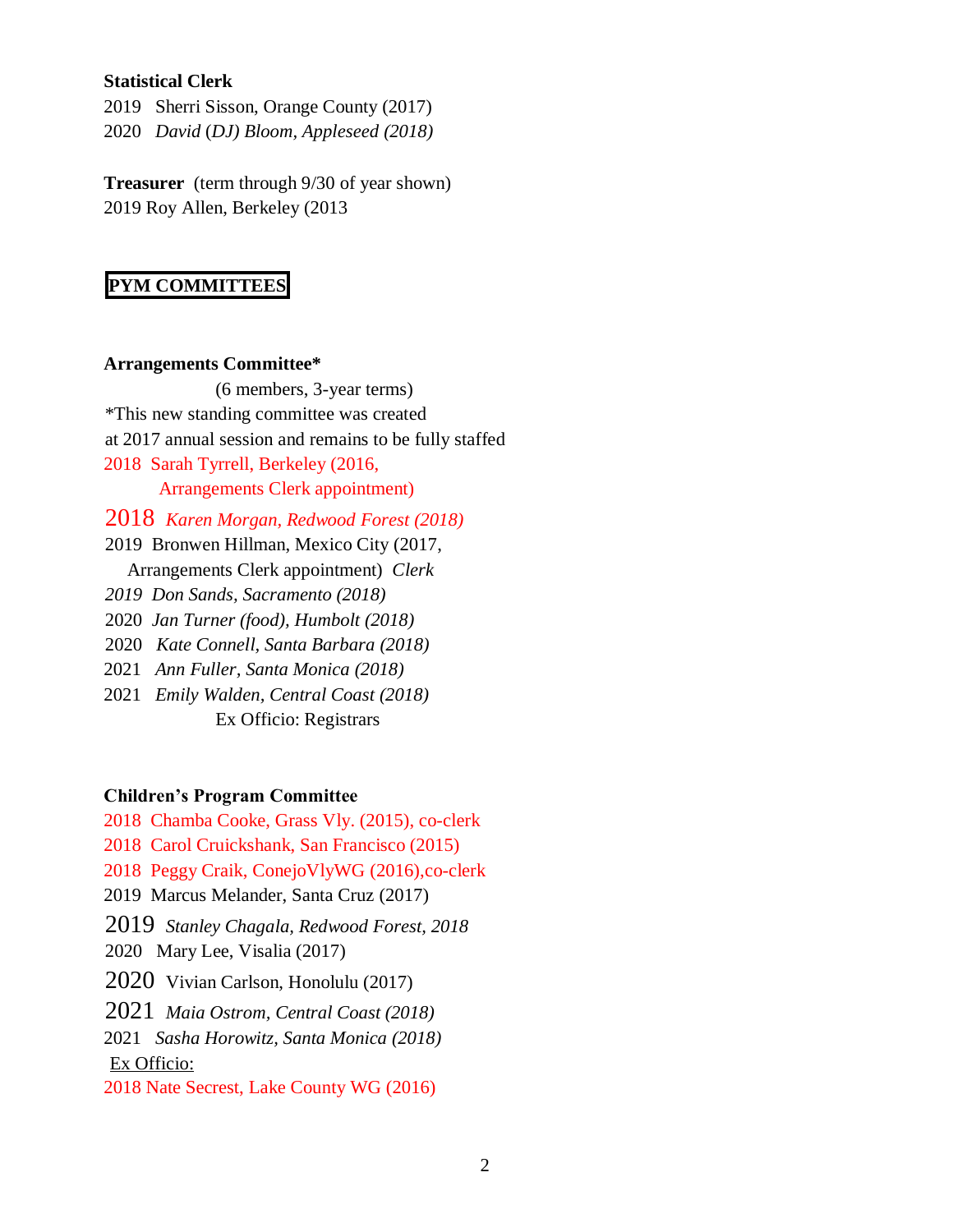**Statistical Clerk**

2019 Sherri Sisson, Orange County (2017)
2020 *David (DJ) Bloom, Appleseed (2018)*

**Treasurer** (term through 9/30 of year shown)
2019 Roy Allen, Berkeley (2013

## PYM COMMITTEES

**Arrangements Committee***

(6 members, 3-year terms)
*This new standing committee was created at 2017 annual session and remains to be fully staffed

2018 Sarah Tyrrell, Berkeley (2016, Arrangements Clerk appointment)
2018 *Karen Morgan, Redwood Forest (2018)*
2019 Bronwen Hillman, Mexico City (2017, Arrangements Clerk appointment) *Clerk*
*2019 Don Sands, Sacramento (2018)*
2020 *Jan Turner (food), Humbolt (2018)*
2020 *Kate Connell, Santa Barbara (2018)*
2021 *Ann Fuller, Santa Monica (2018)*
2021 *Emily Walden, Central Coast (2018)*
Ex Officio: Registrars

**Children's Program Committee**

2018 Chamba Cooke, Grass Vly. (2015), co-clerk
2018 Carol Cruickshank, San Francisco (2015)
2018 Peggy Craik, ConejoVlyWG (2016),co-clerk
2019 Marcus Melander, Santa Cruz (2017)
2019 *Stanley Chagala, Redwood Forest, 2018*
2020 Mary Lee, Visalia (2017)
2020 Vivian Carlson, Honolulu (2017)
2021 *Maia Ostrom, Central Coast (2018)*
2021 *Sasha Horowitz, Santa Monica (2018)*
Ex Officio:
2018 Nate Secrest, Lake County WG (2016)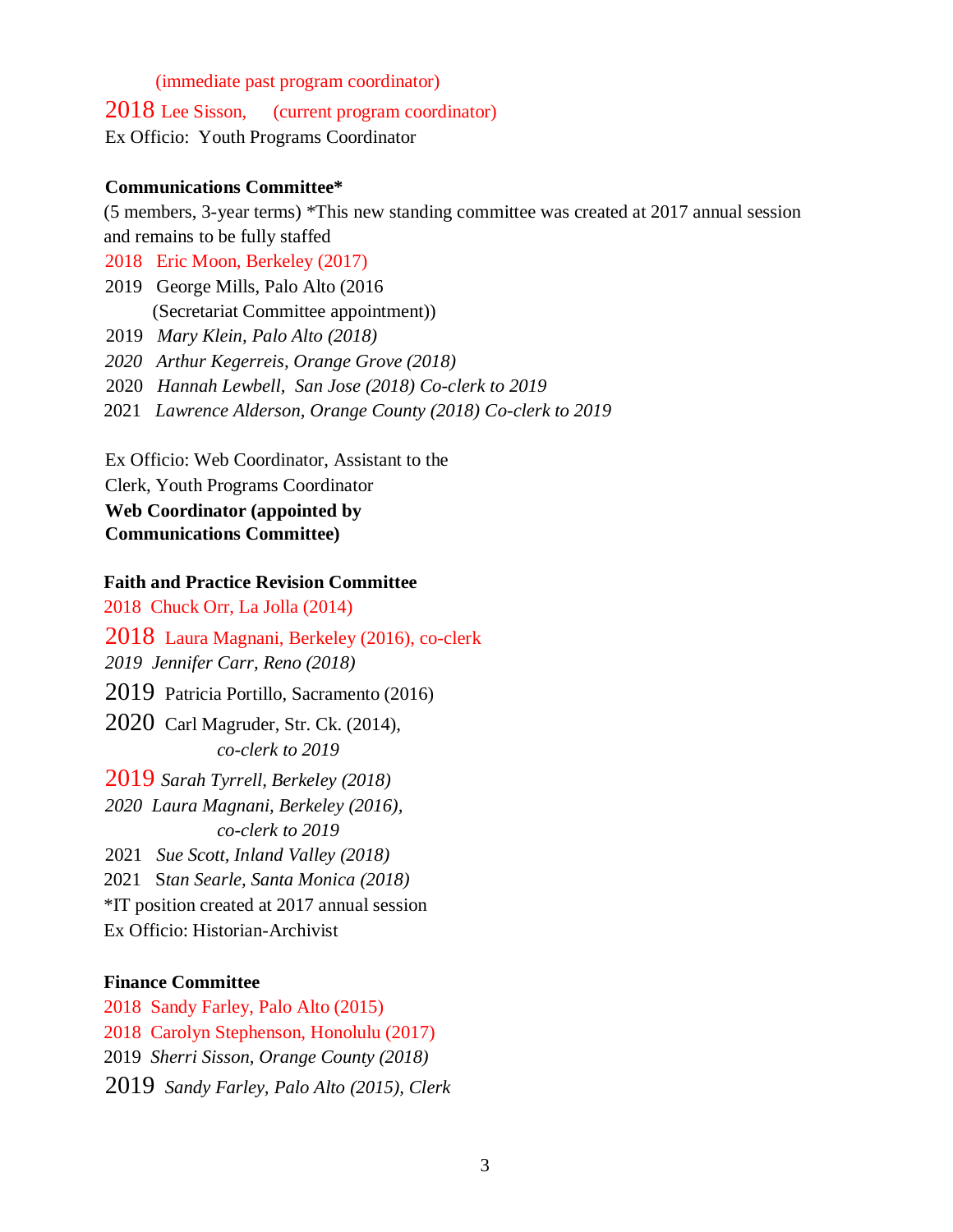(immediate past program coordinator)

2018 Lee Sisson, (current program coordinator)

Ex Officio: Youth Programs Coordinator

**Communications Committee***

(5 members, 3-year terms) *This new standing committee was created at 2017 annual session and remains to be fully staffed

2018 Eric Moon, Berkeley (2017)

2019 George Mills, Palo Alto (2016 (Secretariat Committee appointment))

2019 *Mary Klein, Palo Alto (2018)*

*2020 Arthur Kegerreis, Orange Grove (2018)*

2020 *Hannah Lewbell, San Jose (2018) Co-clerk to 2019*

2021 *Lawrence Alderson, Orange County (2018) Co-clerk to 2019*

Ex Officio: Web Coordinator, Assistant to the Clerk, Youth Programs Coordinator

**Web Coordinator (appointed by Communications Committee)**

**Faith and Practice Revision Committee**

2018 Chuck Orr, La Jolla (2014)

2018 Laura Magnani, Berkeley (2016), co-clerk

*2019 Jennifer Carr, Reno (2018)*

2019 Patricia Portillo, Sacramento (2016)

2020 Carl Magruder, Str. Ck. (2014), *co-clerk to 2019*

2019 *Sarah Tyrrell, Berkeley (2018)*

*2020 Laura Magnani, Berkeley (2016), co-clerk to 2019*

2021 *Sue Scott, Inland Valley (2018)*

2021 S*tan Searle, Santa Monica (2018)*

*IT position created at 2017 annual session

Ex Officio: Historian-Archivist

**Finance Committee**

2018 Sandy Farley, Palo Alto (2015)

2018 Carolyn Stephenson, Honolulu (2017)

2019 *Sherri Sisson, Orange County (2018)*

2019 *Sandy Farley, Palo Alto (2015), Clerk*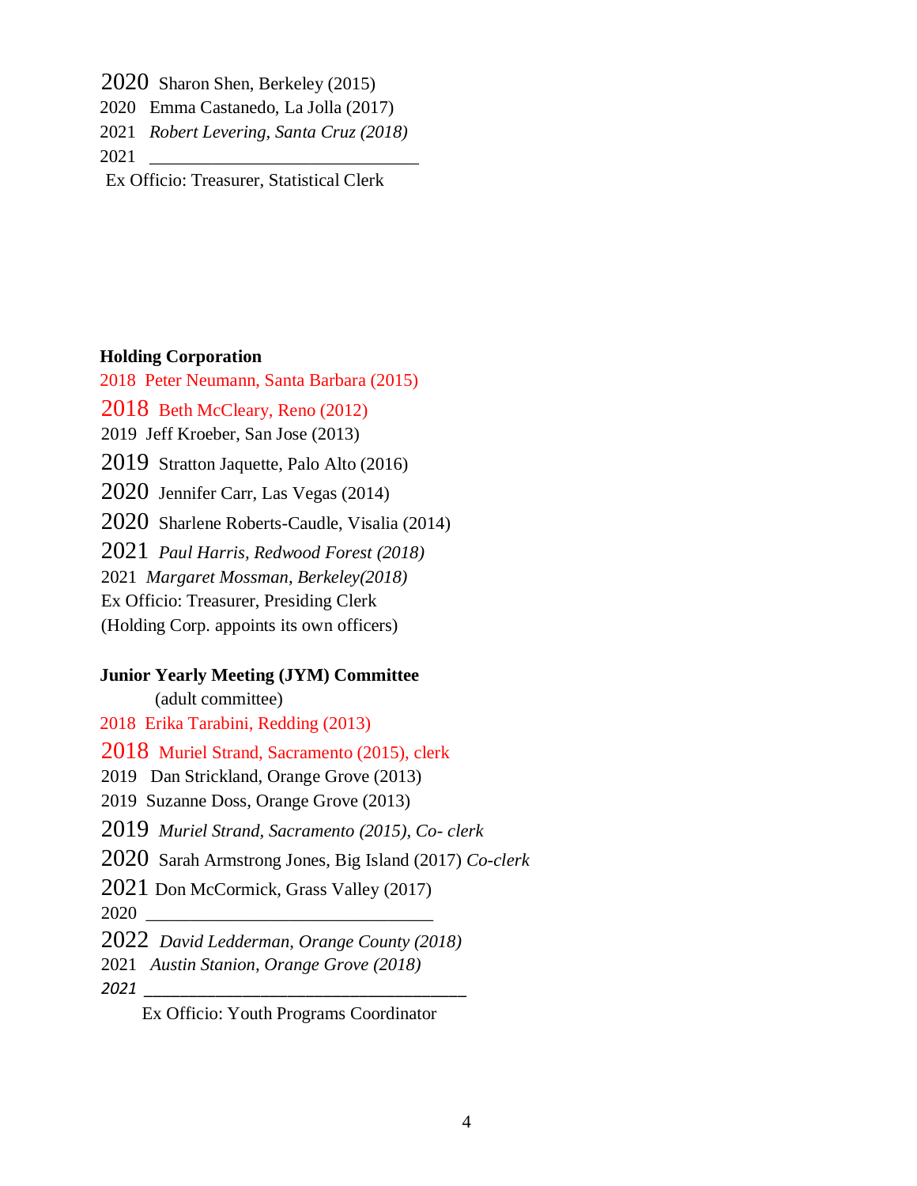2020 Sharon Shen, Berkeley (2015)
2020 Emma Castanedo, La Jolla (2017)
2021 *Robert Levering, Santa Cruz (2018)*
2021 ______________________________
Ex Officio: Treasurer, Statistical Clerk

**Holding Corporation**

2018 Peter Neumann, Santa Barbara (2015)
2018 Beth McCleary, Reno (2012)
2019 Jeff Kroeber, San Jose (2013)
2019 Stratton Jaquette, Palo Alto (2016)
2020 Jennifer Carr, Las Vegas (2014)
2020 Sharlene Roberts-Caudle, Visalia (2014)
2021 *Paul Harris, Redwood Forest (2018)*
2021 *Margaret Mossman, Berkeley(2018)*
Ex Officio: Treasurer, Presiding Clerk
(Holding Corp. appoints its own officers)

**Junior Yearly Meeting (JYM) Committee**
(adult committee)

2018 Erika Tarabini, Redding (2013)
2018 Muriel Strand, Sacramento (2015), clerk
2019 Dan Strickland, Orange Grove (2013)
2019 Suzanne Doss, Orange Grove (2013)
2019 *Muriel Strand, Sacramento (2015), Co- clerk*
2020 Sarah Armstrong Jones, Big Island (2017) *Co-clerk*
2021 Don McCormick, Grass Valley (2017)
2020 ______________________________
2022 *David Ledderman, Orange County (2018)*
2021 *Austin Stanion, Orange Grove (2018)*
*2021* ______________________________
Ex Officio: Youth Programs Coordinator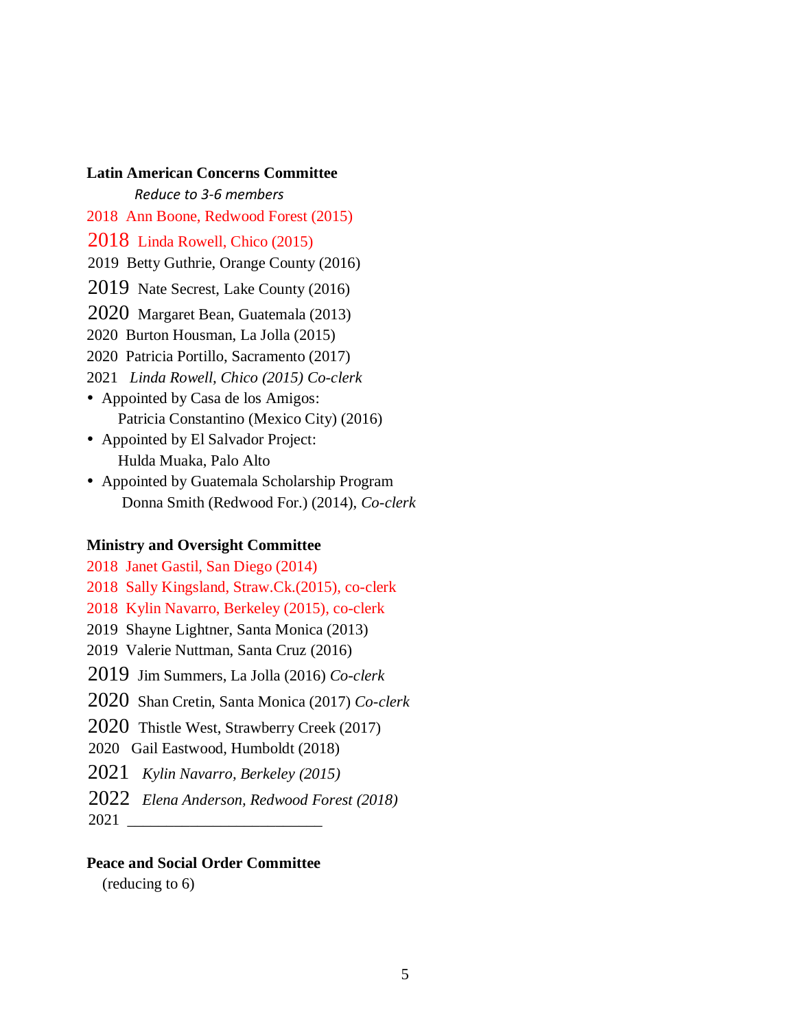**Latin American Concerns Committee**

*Reduce to 3-6 members*

2018  Ann Boone, Redwood Forest (2015)

2018  Linda Rowell, Chico (2015)

2019  Betty Guthrie, Orange County (2016)

2019  Nate Secrest, Lake County (2016)

2020  Margaret Bean, Guatemala (2013)

2020  Burton Housman, La Jolla (2015)

2020  Patricia Portillo, Sacramento (2017)

2021  *Linda Rowell, Chico (2015) Co-clerk*

- Appointed by Casa de los Amigos:
  Patricia Constantino (Mexico City) (2016)
- Appointed by El Salvador Project:
  Hulda Muaka, Palo Alto
- Appointed by Guatemala Scholarship Program
  Donna Smith (Redwood For.) (2014), *Co-clerk*

**Ministry and Oversight Committee**

2018  Janet Gastil, San Diego (2014)

2018  Sally Kingsland, Straw.Ck.(2015), co-clerk

2018  Kylin Navarro, Berkeley (2015), co-clerk

2019  Shayne Lightner, Santa Monica (2013)

2019  Valerie Nuttman, Santa Cruz (2016)

2019  Jim Summers, La Jolla (2016) *Co-clerk*

2020  Shan Cretin, Santa Monica (2017) *Co-clerk*

2020  Thistle West, Strawberry Creek (2017)

2020  Gail Eastwood, Humboldt (2018)

2021  *Kylin Navarro, Berkeley (2015)*

2022  *Elena Anderson, Redwood Forest (2018)*

2021  ________________________

**Peace and Social Order Committee**

(reducing to 6)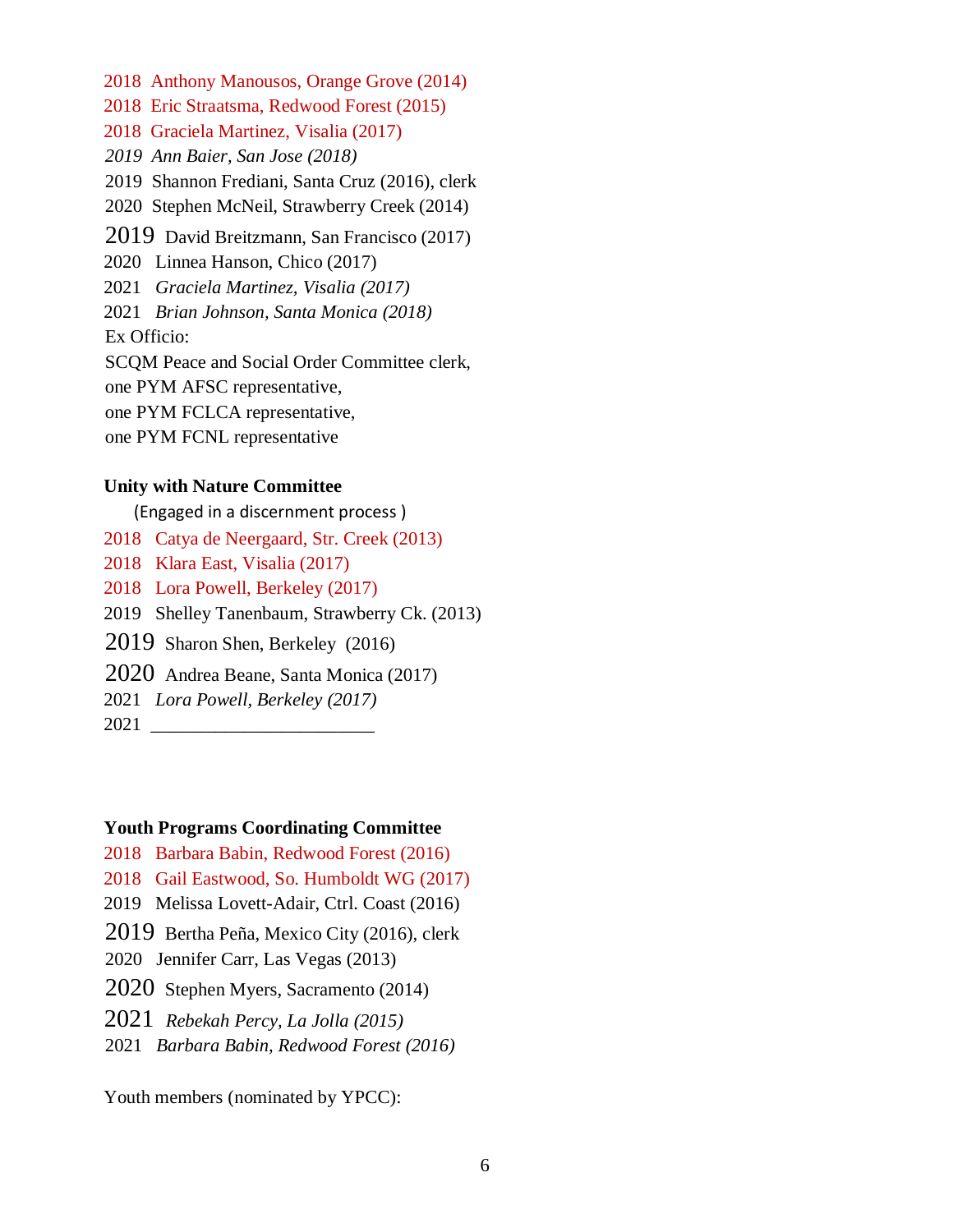2018 Anthony Manousos, Orange Grove (2014)
2018 Eric Straatsma, Redwood Forest (2015)
2018 Graciela Martinez, Visalia (2017)
*2019 Ann Baier, San Jose (2018)*
2019 Shannon Frediani, Santa Cruz (2016), clerk
2020 Stephen McNeil, Strawberry Creek (2014)
2019 David Breitzmann, San Francisco (2017)
2020 Linnea Hanson, Chico (2017)
2021 *Graciela Martinez, Visalia (2017)*
2021 *Brian Johnson, Santa Monica (2018)*
Ex Officio:
SCQM Peace and Social Order Committee clerk,
one PYM AFSC representative,
one PYM FCLCA representative,
one PYM FCNL representative

**Unity with Nature Committee**

(Engaged in a discernment process )

2018 Catya de Neergaard, Str. Creek (2013)
2018 Klara East, Visalia (2017)
2018 Lora Powell, Berkeley (2017)
2019 Shelley Tanenbaum, Strawberry Ck. (2013)
2019 Sharon Shen, Berkeley (2016)
2020 Andrea Beane, Santa Monica (2017)
2021 *Lora Powell, Berkeley (2017)*
2021 ________________________

**Youth Programs Coordinating Committee**

2018 Barbara Babin, Redwood Forest (2016)
2018 Gail Eastwood, So. Humboldt WG (2017)
2019 Melissa Lovett-Adair, Ctrl. Coast (2016)
2019 Bertha Peña, Mexico City (2016), clerk
2020 Jennifer Carr, Las Vegas (2013)
2020 Stephen Myers, Sacramento (2014)
2021 *Rebekah Percy, La Jolla (2015)*
2021 *Barbara Babin, Redwood Forest (2016)*

Youth members (nominated by YPCC):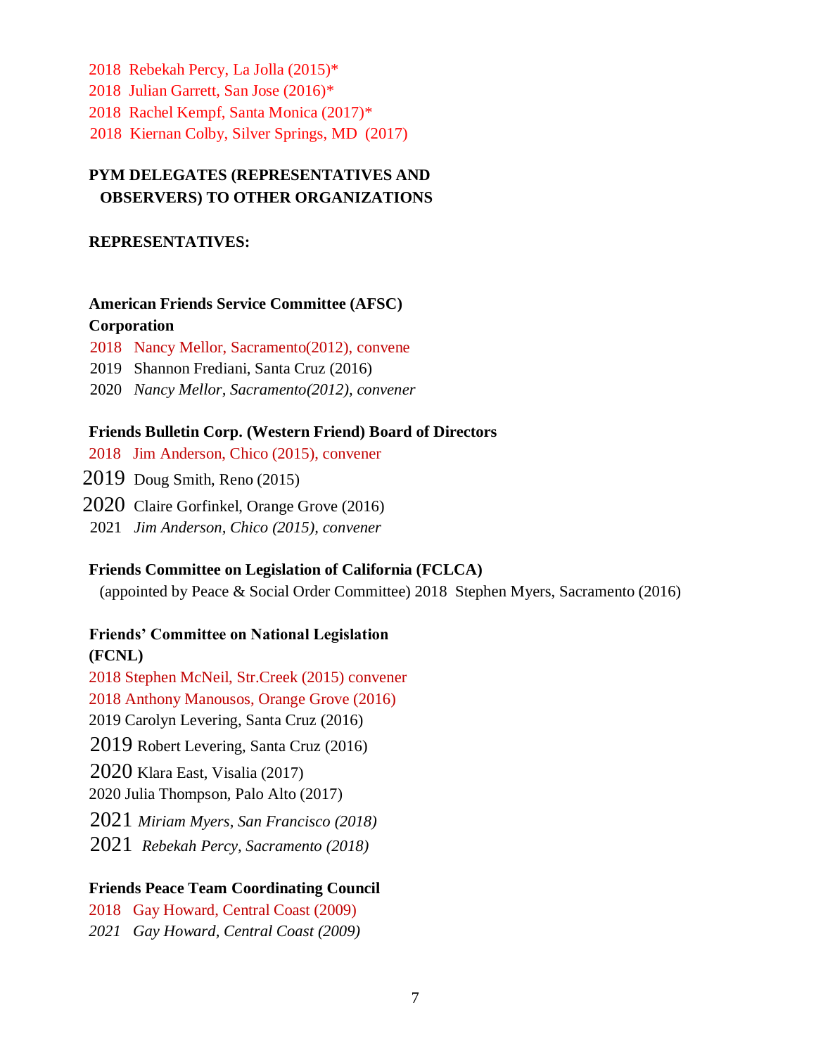2018 Rebekah Percy, La Jolla (2015)*
2018 Julian Garrett, San Jose (2016)*
2018 Rachel Kempf, Santa Monica (2017)*
2018 Kiernan Colby, Silver Springs, MD (2017)

## PYM DELEGATES (REPRESENTATIVES AND OBSERVERS) TO OTHER ORGANIZATIONS

### REPRESENTATIVES:

**American Friends Service Committee (AFSC) Corporation**

2018 Nancy Mellor, Sacramento(2012), convene
2019 Shannon Frediani, Santa Cruz (2016)
2020 *Nancy Mellor, Sacramento(2012), convener*

**Friends Bulletin Corp. (Western Friend) Board of Directors**

2018 Jim Anderson, Chico (2015), convener
2019 Doug Smith, Reno (2015)
2020 Claire Gorfinkel, Orange Grove (2016)
2021 *Jim Anderson, Chico (2015), convener*

**Friends Committee on Legislation of California (FCLCA)**

(appointed by Peace & Social Order Committee) 2018 Stephen Myers, Sacramento (2016)

**Friends' Committee on National Legislation (FCNL)**

2018 Stephen McNeil, Str.Creek (2015) convener
2018 Anthony Manousos, Orange Grove (2016)
2019 Carolyn Levering, Santa Cruz (2016)
2019 Robert Levering, Santa Cruz (2016)
2020 Klara East, Visalia (2017)
2020 Julia Thompson, Palo Alto (2017)
2021 *Miriam Myers, San Francisco (2018)*
2021 *Rebekah Percy, Sacramento (2018)*

**Friends Peace Team Coordinating Council**

2018 Gay Howard, Central Coast (2009)
*2021 Gay Howard, Central Coast (2009)*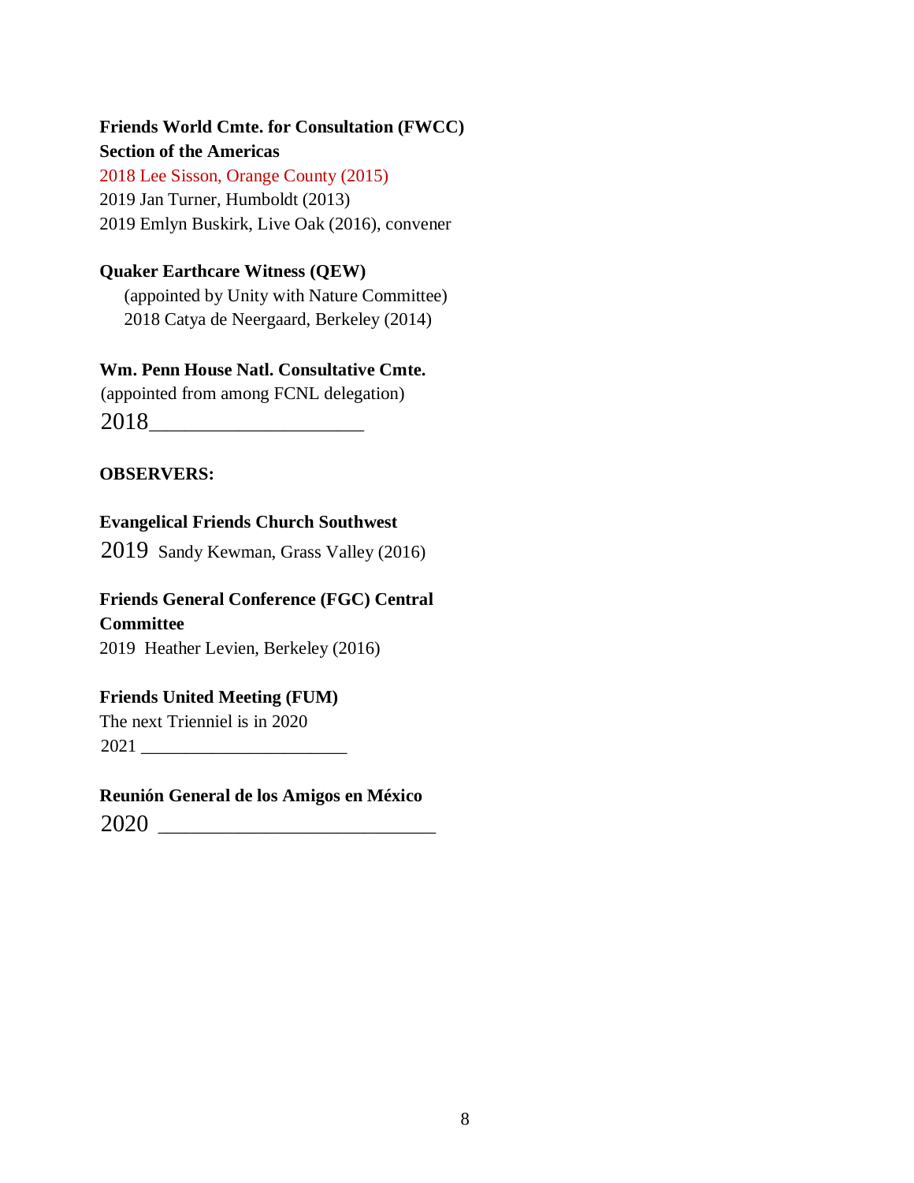**Friends World Cmte. for Consultation (FWCC) Section of the Americas**

2018 Lee Sisson, Orange County (2015)
2019 Jan Turner, Humboldt (2013)
2019 Emlyn Buskirk, Live Oak (2016), convener

**Quaker Earthcare Witness (QEW)**

(appointed by Unity with Nature Committee)
2018 Catya de Neergaard, Berkeley (2014)

**Wm. Penn House Natl. Consultative Cmte.**

(appointed from among FCNL delegation)
2018____________________

**OBSERVERS:**

**Evangelical Friends Church Southwest**

2019 Sandy Kewman, Grass Valley (2016)

**Friends General Conference (FGC) Central Committee**

2019 Heather Levien, Berkeley (2016)

**Friends United Meeting (FUM)**

The next Trienniel is in 2020
2021 ______________________

**Reunión General de los Amigos en México**

2020 _________________________